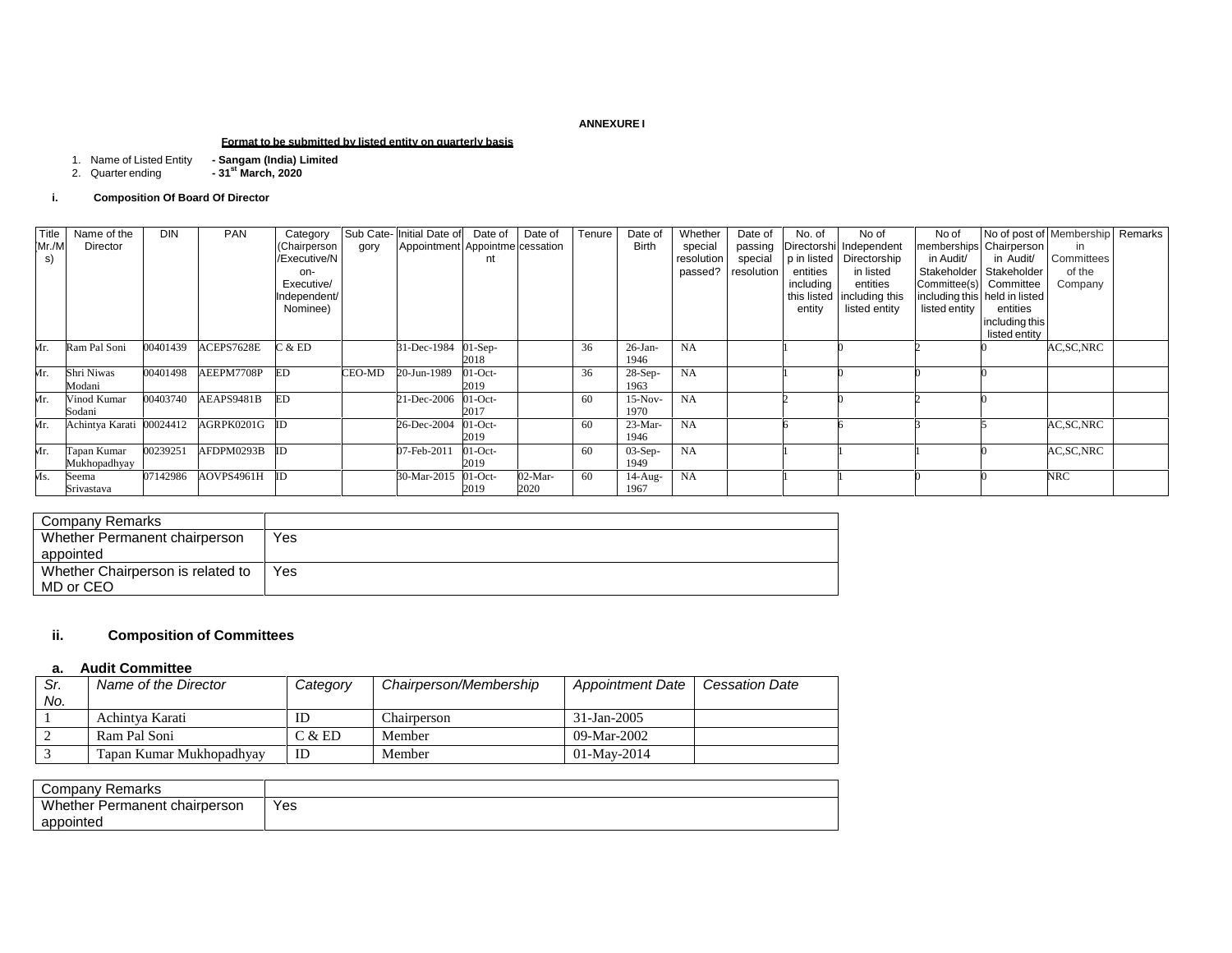**ANNEXURE I**

**Format to be submitted by listed entity on quarterly basis**

1. Name of Listed Entity **- Sangam (India) Limited**
2. Quarter ending **- 31st March, 2020**

**i. Composition Of Board Of Director**

| Title (Mr./Ms) | Name of the Director | DIN | PAN | Category (Chairperson /Executive/Non-Executive/ Independent/ Nominee) | Sub Category | Initial Date of Appointment | Date of Appointment | Date of cessation | Tenure | Date of Birth | Whether special resolution passed? | Date of passing special resolution | No. of Directorship in listed entities including this listed entity | No of Independent Directorship in listed entities including this listed entity | No of memberships in Audit/ Stakeholder Committee(s) including this listed entity | No of post of Chairperson in Audit/ Stakeholder Committee held in listed entities including this listed entity | Membership in Committees of the Company | Remarks |
|---|---|---|---|---|---|---|---|---|---|---|---|---|---|---|---|---|---|---|
| Mr. | Ram Pal Soni | 00401439 | ACEPS7628E | C & ED | | 31-Dec-1984 | 01-Sep-2018 | | 36 | 26-Jan-1946 | NA | | 1 | 0 | 2 | 0 | AC,SC,NRC | |
| Mr. | Shri Niwas Modani | 00401498 | AEEPM7708P | ED | CEO-MD | 20-Jun-1989 | 01-Oct-2019 | | 36 | 28-Sep-1963 | NA | | 1 | 0 | 0 | 0 | | |
| Mr. | Vinod Kumar Sodani | 00403740 | AEAPS9481B | ED | | 21-Dec-2006 | 01-Oct-2017 | | 60 | 15-Nov-1970 | NA | | 2 | 0 | 2 | 0 | | |
| Mr. | Achintya Karati | 00024412 | AGRPK0201G | ID | | 26-Dec-2004 | 01-Oct-2019 | | 60 | 23-Mar-1946 | NA | | 6 | 6 | 3 | 5 | AC,SC,NRC | |
| Mr. | Tapan Kumar Mukhopadhyay | 00239251 | AFDPM0293B | ID | | 07-Feb-2011 | 01-Oct-2019 | | 60 | 03-Sep-1949 | NA | | 1 | 1 | 1 | 0 | AC,SC,NRC | |
| Ms. | Seema Srivastava | 07142986 | AOVPS4961H | ID | | 30-Mar-2015 | 01-Oct-2019 | 02-Mar-2020 | 60 | 14-Aug-1967 | NA | | 1 | 1 | 0 | 0 | NRC | |

| Company Remarks | |
|---|---|
| Whether Permanent chairperson appointed | Yes |
| Whether Chairperson is related to MD or CEO | Yes |

## ii. Composition of Committees

### a. Audit Committee

| *Sr. No.* | *Name of the Director* | *Category* | *Chairperson/Membership* | *Appointment Date* | *Cessation Date* |
|---|---|---|---|---|---|
| 1 | Achintya Karati | ID | Chairperson | 31-Jan-2005 | |
| 2 | Ram Pal Soni | C & ED | Member | 09-Mar-2002 | |
| 3 | Tapan Kumar Mukhopadhyay | ID | Member | 01-May-2014 | |

| Company Remarks | |
|---|---|
| Whether Permanent chairperson appointed | Yes |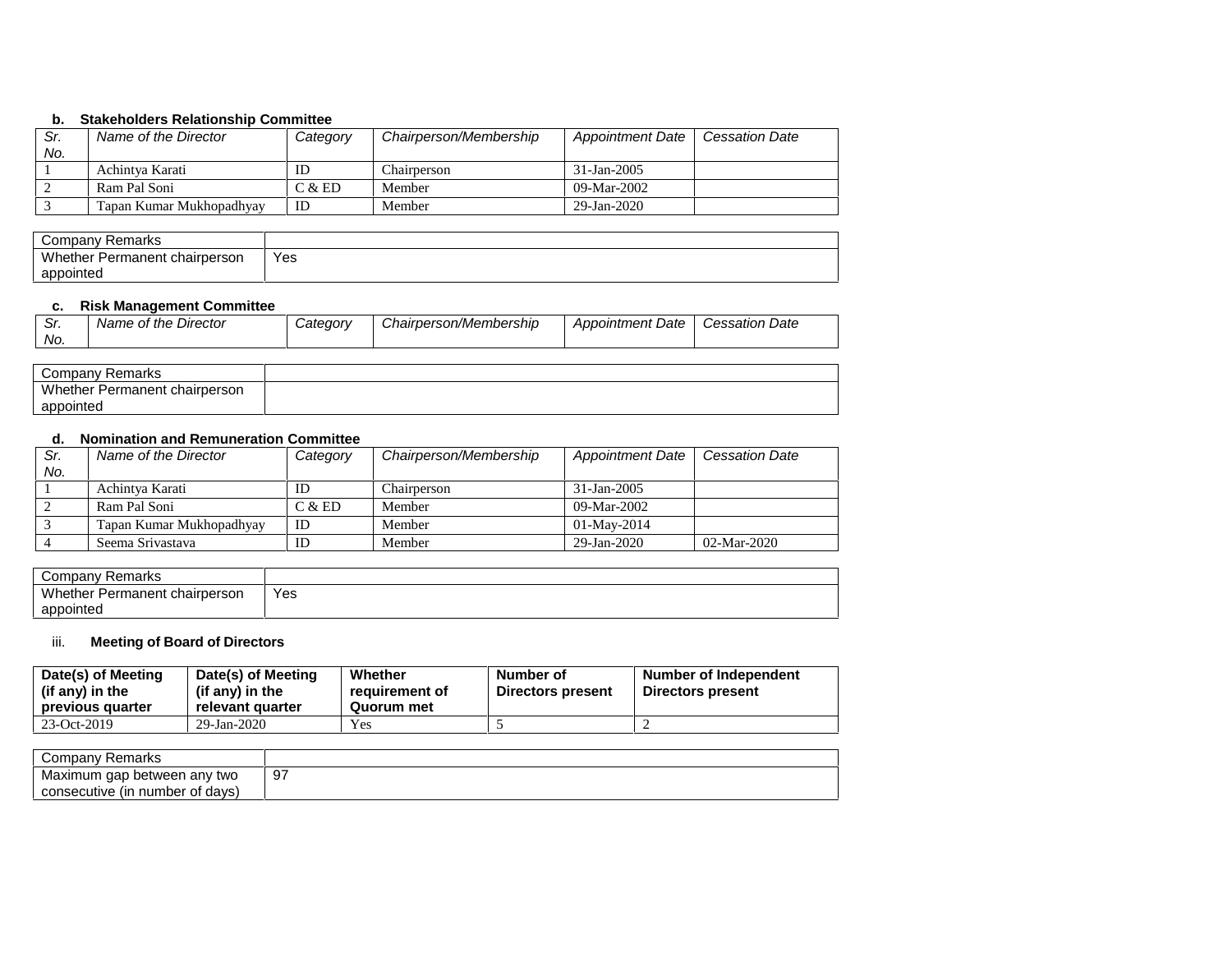### b. Stakeholders Relationship Committee

| Sr. No. | Name of the Director | Category | Chairperson/Membership | Appointment Date | Cessation Date |
|---|---|---|---|---|---|
| 1 | Achintya Karati | ID | Chairperson | 31-Jan-2005 | |
| 2 | Ram Pal Soni | C & ED | Member | 09-Mar-2002 | |
| 3 | Tapan Kumar Mukhopadhyay | ID | Member | 29-Jan-2020 | |

| Company Remarks | |
|---|---|
| Whether Permanent chairperson appointed | Yes |

### c. Risk Management Committee

| Sr. No. | Name of the Director | Category | Chairperson/Membership | Appointment Date | Cessation Date |
|---|---|---|---|---|---|

| Company Remarks | |
|---|---|
| Whether Permanent chairperson appointed | |

### d. Nomination and Remuneration Committee

| Sr. No. | Name of the Director | Category | Chairperson/Membership | Appointment Date | Cessation Date |
|---|---|---|---|---|---|
| 1 | Achintya Karati | ID | Chairperson | 31-Jan-2005 | |
| 2 | Ram Pal Soni | C & ED | Member | 09-Mar-2002 | |
| 3 | Tapan Kumar Mukhopadhyay | ID | Member | 01-May-2014 | |
| 4 | Seema Srivastava | ID | Member | 29-Jan-2020 | 02-Mar-2020 |

| Company Remarks | |
|---|---|
| Whether Permanent chairperson appointed | Yes |

### iii. Meeting of Board of Directors

| Date(s) of Meeting (if any) in the previous quarter | Date(s) of Meeting (if any) in the relevant quarter | Whether requirement of Quorum met | Number of Directors present | Number of Independent Directors present |
|---|---|---|---|---|
| 23-Oct-2019 | 29-Jan-2020 | Yes | 5 | 2 |

| Company Remarks | |
|---|---|
| Maximum gap between any two consecutive (in number of days) | 97 |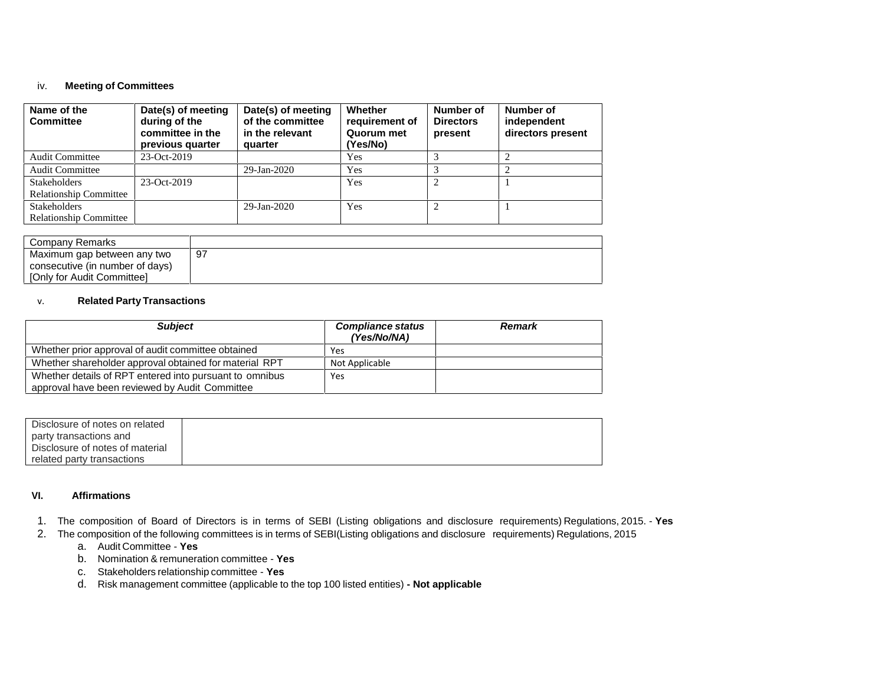iv. **Meeting of Committees**

| Name of the Committee | Date(s) of meeting during of the committee in the previous quarter | Date(s) of meeting of the committee in the relevant quarter | Whether requirement of Quorum met (Yes/No) | Number of Directors present | Number of independent directors present |
|---|---|---|---|---|---|
| Audit Committee | 23-Oct-2019 | | Yes | 3 | 2 |
| Audit Committee | | 29-Jan-2020 | Yes | 3 | 2 |
| Stakeholders Relationship Committee | 23-Oct-2019 | | Yes | 2 | 1 |
| Stakeholders Relationship Committee | | 29-Jan-2020 | Yes | 2 | 1 |

| Company Remarks | |
|---|---|
| Maximum gap between any two consecutive (in number of days) [Only for Audit Committee] | 97 |

v. **Related Party Transactions**

| ***Subject*** | ***Compliance status (Yes/No/NA)*** | ***Remark*** |
|---|---|---|
| Whether prior approval of audit committee obtained | Yes | |
| Whether shareholder approval obtained for material RPT | Not Applicable | |
| Whether details of RPT entered into pursuant to omnibus approval have been reviewed by Audit Committee | Yes | |

| Disclosure of notes on related party transactions and Disclosure of notes of material related party transactions | |
|---|---|

**VI. Affirmations**

1. The composition of Board of Directors is in terms of SEBI (Listing obligations and disclosure requirements) Regulations, 2015. - **Yes**
2. The composition of the following committees is in terms of SEBI(Listing obligations and disclosure requirements) Regulations, 2015
    a. Audit Committee - **Yes**
    b. Nomination & remuneration committee - **Yes**
    c. Stakeholders relationship committee - **Yes**
    d. Risk management committee (applicable to the top 100 listed entities) **- Not applicable**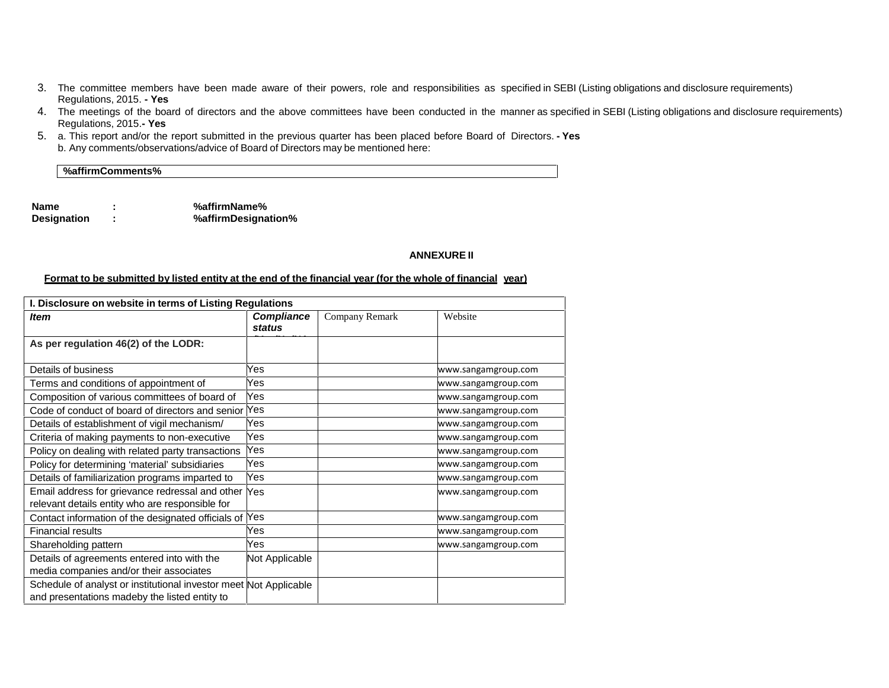3. The committee members have been made aware of their powers, role and responsibilities as specified in SEBI (Listing obligations and disclosure requirements) Regulations, 2015. **- Yes**
4. The meetings of the board of directors and the above committees have been conducted in the manner as specified in SEBI (Listing obligations and disclosure requirements) Regulations, 2015.**- Yes**
5. a. This report and/or the report submitted in the previous quarter has been placed before Board of Directors. **- Yes**
   b. Any comments/observations/advice of Board of Directors may be mentioned here:

| **%affirmComments%** |
|---|

**Name** : **%affirmName%**
**Designation** : **%affirmDesignation%**

**ANNEXURE II**

**Format to be submitted by listed entity at the end of the financial year (for the whole of financial year)**

| **I. Disclosure on website in terms of Listing Regulations** | | | |
|---|---|---|---|
| ***Item*** | ***Compliance status*** | Company Remark | Website |
| **As per regulation 46(2) of the LODR:** | | | |
| Details of business | Yes | | www.sangamgroup.com |
| Terms and conditions of appointment of | Yes | | www.sangamgroup.com |
| Composition of various committees of board of | Yes | | www.sangamgroup.com |
| Code of conduct of board of directors and senior | Yes | | www.sangamgroup.com |
| Details of establishment of vigil mechanism/ | Yes | | www.sangamgroup.com |
| Criteria of making payments to non-executive | Yes | | www.sangamgroup.com |
| Policy on dealing with related party transactions | Yes | | www.sangamgroup.com |
| Policy for determining 'material' subsidiaries | Yes | | www.sangamgroup.com |
| Details of familiarization programs imparted to | Yes | | www.sangamgroup.com |
| Email address for grievance redressal and other relevant details entity who are responsible for | Yes | | www.sangamgroup.com |
| Contact information of the designated officials of | Yes | | www.sangamgroup.com |
| Financial results | Yes | | www.sangamgroup.com |
| Shareholding pattern | Yes | | www.sangamgroup.com |
| Details of agreements entered into with the media companies and/or their associates | Not Applicable | | |
| Schedule of analyst or institutional investor meet and presentations madeby the listed entity to | Not Applicable | | |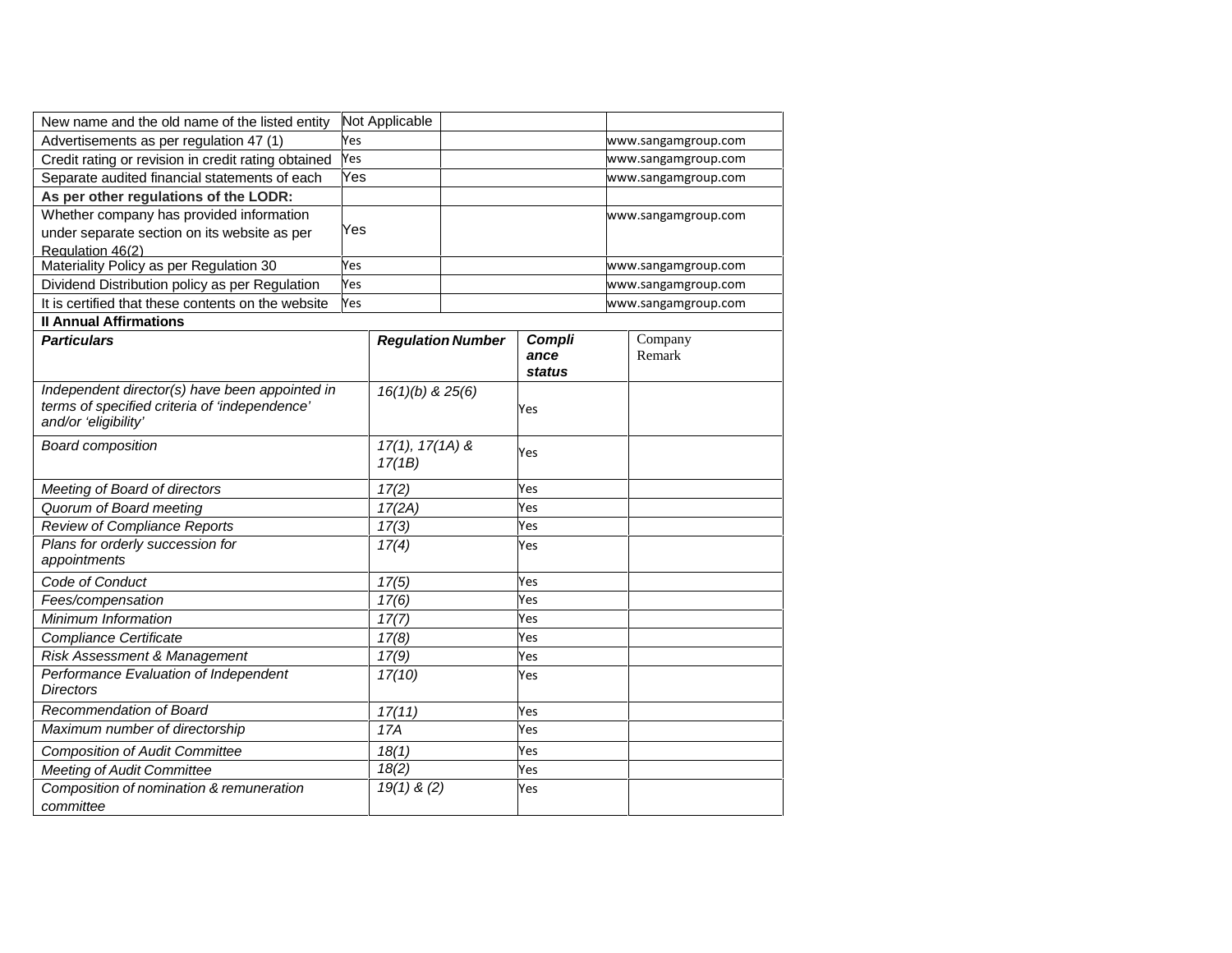| New name and the old name of the listed entity | Not Applicable | | www.sangamgroup.com |
|---|---|---|---|
| Advertisements as per regulation 47 (1) | Yes | | www.sangamgroup.com |
| Credit rating or revision in credit rating obtained | Yes | | www.sangamgroup.com |
| Separate audited financial statements of each | Yes | | www.sangamgroup.com |
| **As per other regulations of the LODR:** | | | |
| Whether company has provided information under separate section on its website as per Regulation 46(2) | Yes | | www.sangamgroup.com |
| Materiality Policy as per Regulation 30 | Yes | | www.sangamgroup.com |
| Dividend Distribution policy as per Regulation | Yes | | www.sangamgroup.com |
| It is certified that these contents on the website | Yes | | www.sangamgroup.com |

**II Annual Affirmations**

| ***Particulars*** | ***Regulation Number*** | ***Compliance status*** | Company Remark |
|---|---|---|---|
| *Independent director(s) have been appointed in terms of specified criteria of 'independence' and/or 'eligibility'* | *16(1)(b) & 25(6)* | Yes | |
| *Board composition* | *17(1), 17(1A) & 17(1B)* | Yes | |
| *Meeting of Board of directors* | *17(2)* | Yes | |
| *Quorum of Board meeting* | *17(2A)* | Yes | |
| *Review of Compliance Reports* | *17(3)* | Yes | |
| *Plans for orderly succession for appointments* | *17(4)* | Yes | |
| *Code of Conduct* | *17(5)* | Yes | |
| *Fees/compensation* | *17(6)* | Yes | |
| *Minimum Information* | *17(7)* | Yes | |
| *Compliance Certificate* | *17(8)* | Yes | |
| *Risk Assessment & Management* | *17(9)* | Yes | |
| *Performance Evaluation of Independent Directors* | *17(10)* | Yes | |
| *Recommendation of Board* | *17(11)* | Yes | |
| *Maximum number of directorship* | *17A* | Yes | |
| *Composition of Audit Committee* | *18(1)* | Yes | |
| *Meeting of Audit Committee* | *18(2)* | Yes | |
| *Composition of nomination & remuneration committee* | *19(1) & (2)* | Yes | |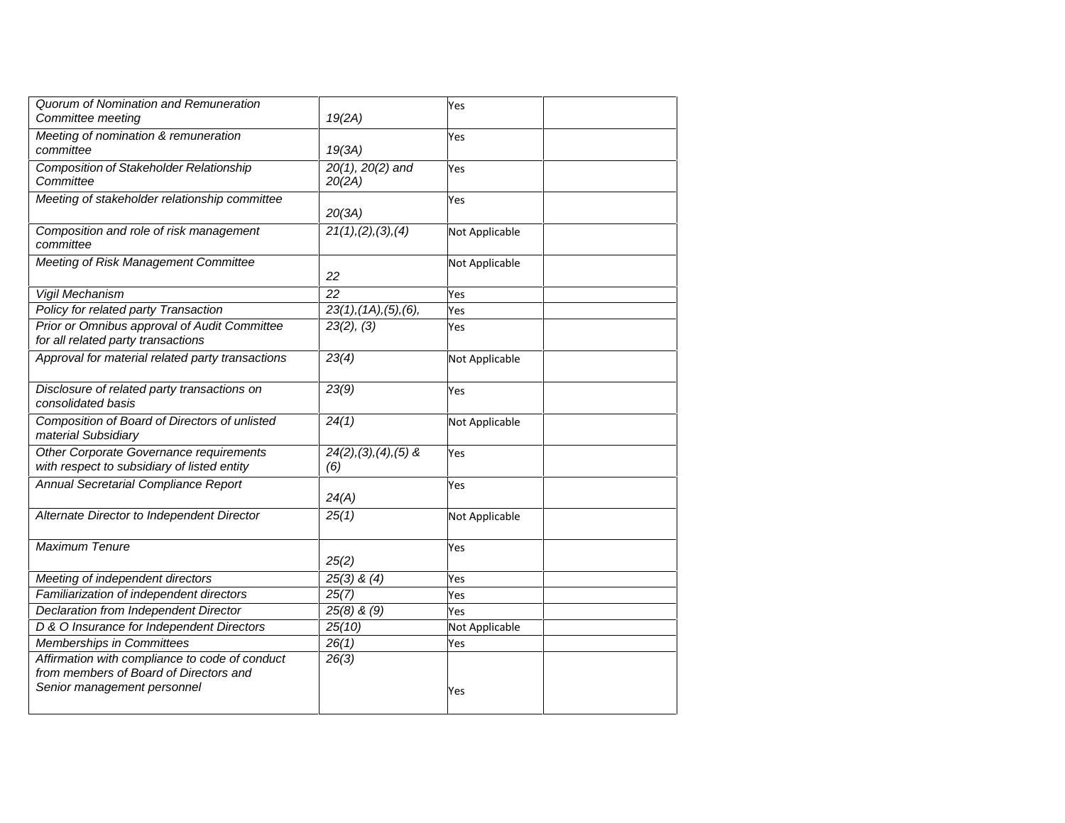| | | | |
|---|---|---|---|
| *Quorum of Nomination and Remuneration Committee meeting* | *19(2A)* | Yes | |
| *Meeting of nomination & remuneration committee* | *19(3A)* | Yes | |
| *Composition of Stakeholder Relationship Committee* | *20(1), 20(2) and 20(2A)* | Yes | |
| *Meeting of stakeholder relationship committee* | *20(3A)* | Yes | |
| *Composition and role of risk management committee* | *21(1),(2),(3),(4)* | Not Applicable | |
| *Meeting of Risk Management Committee* | *22* | Not Applicable | |
| *Vigil Mechanism* | *22* | Yes | |
| *Policy for related party Transaction* | *23(1),(1A),(5),(6),* | Yes | |
| *Prior or Omnibus approval of Audit Committee for all related party transactions* | *23(2), (3)* | Yes | |
| *Approval for material related party transactions* | *23(4)* | Not Applicable | |
| *Disclosure of related party transactions on consolidated basis* | *23(9)* | Yes | |
| *Composition of Board of Directors of unlisted material Subsidiary* | *24(1)* | Not Applicable | |
| *Other Corporate Governance requirements with respect to subsidiary of listed entity* | *24(2),(3),(4),(5) & (6)* | Yes | |
| *Annual Secretarial Compliance Report* | *24(A)* | Yes | |
| *Alternate Director to Independent Director* | *25(1)* | Not Applicable | |
| *Maximum Tenure* | *25(2)* | Yes | |
| *Meeting of independent directors* | *25(3) & (4)* | Yes | |
| *Familiarization of independent directors* | *25(7)* | Yes | |
| *Declaration from Independent Director* | *25(8) & (9)* | Yes | |
| *D & O Insurance for Independent Directors* | *25(10)* | Not Applicable | |
| *Memberships in Committees* | *26(1)* | Yes | |
| *Affirmation with compliance to code of conduct from members of Board of Directors and Senior management personnel* | *26(3)* | Yes | |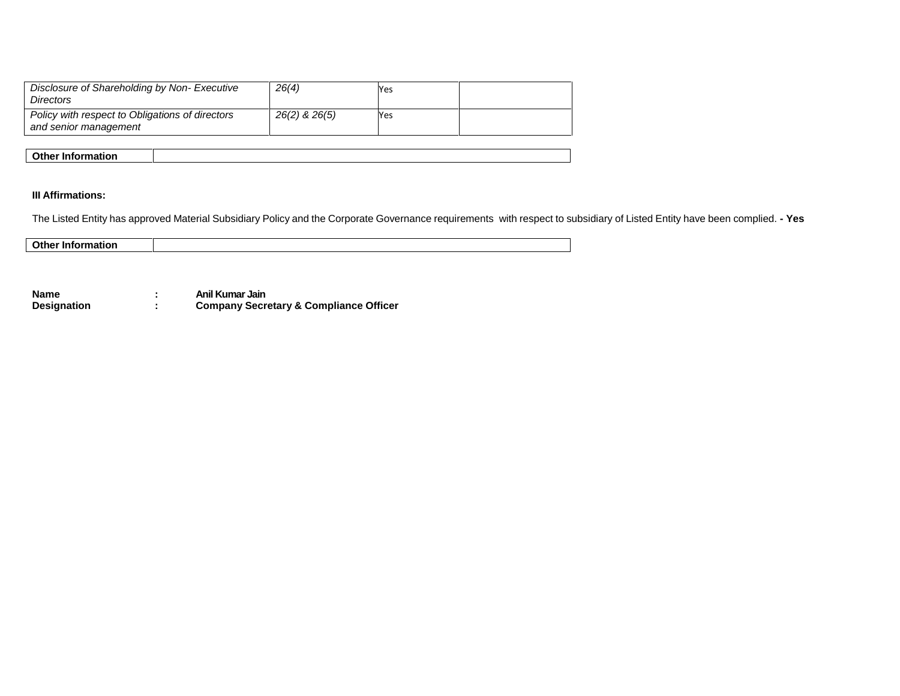| | | | |
|---|---|---|---|
| *Disclosure of Shareholding by Non- Executive Directors* | *26(4)* | Yes | |
| *Policy with respect to Obligations of directors and senior management* | *26(2) & 26(5)* | Yes | |

| | |
|---|---|
| **Other Information** | |

**III Affirmations:**

The Listed Entity has approved Material Subsidiary Policy and the Corporate Governance requirements with respect to subsidiary of Listed Entity have been complied. **- Yes**

| | |
|---|---|
| **Other Information** | |

**Name** : **Anil Kumar Jain**
**Designation** : **Company Secretary & Compliance Officer**